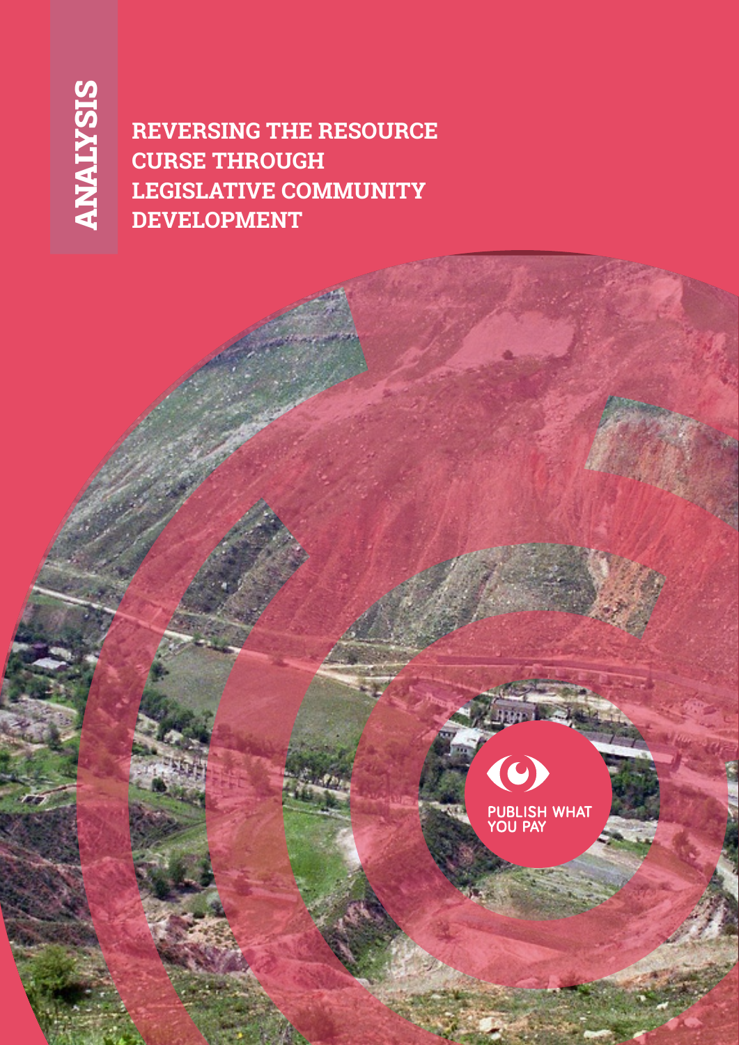ANALYSIS

# REVERSING THE RESOURCE CURSE THROUGH LEGISLATIVE COMMUNITY DEVELOPMENT

PUBLISH WHAT YOU PAY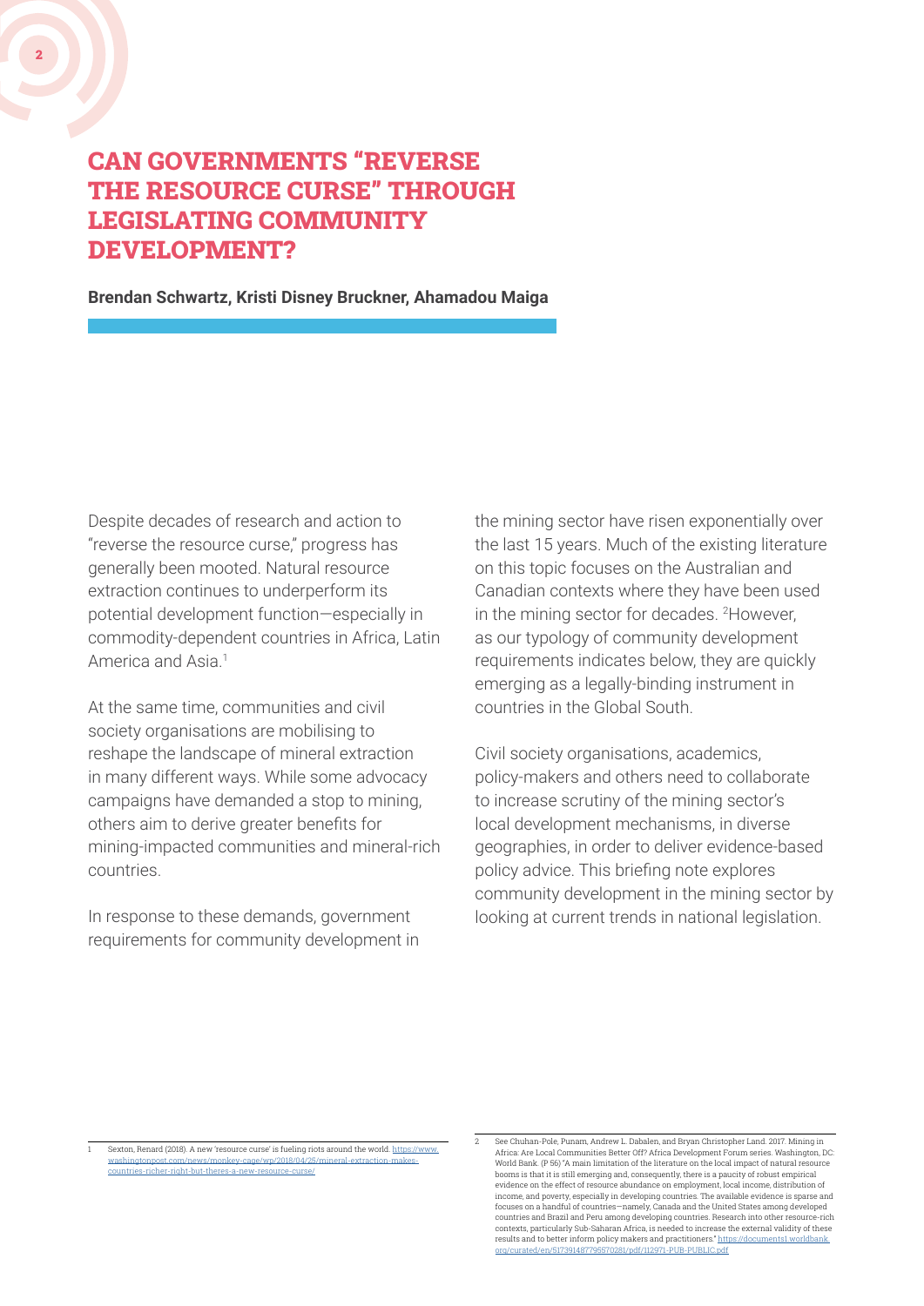# CAN GOVERNMENTS "REVERSE THE RESOURCE CURSE" THROUGH LEGISLATING COMMUNITY DEVELOPMENT?

**Brendan Schwartz, Kristi Disney Bruckner, Ahamadou Maiga**

Despite decades of research and action to "reverse the resource curse," progress has generally been mooted. Natural resource extraction continues to underperform its potential development function—especially in commodity-dependent countries in Africa, Latin America and Asia.[1]

At the same time, communities and civil society organisations are mobilising to reshape the landscape of mineral extraction in many different ways. While some advocacy campaigns have demanded a stop to mining, others aim to derive greater benefits for mining-impacted communities and mineral-rich countries.

In response to these demands, government requirements for community development in the mining sector have risen exponentially over the last 15 years. Much of the existing literature on this topic focuses on the Australian and Canadian contexts where they have been used in the mining sector for decades. [2]However, as our typology of community development requirements indicates below, they are quickly emerging as a legally-binding instrument in countries in the Global South.

Civil society organisations, academics, policy-makers and others need to collaborate to increase scrutiny of the mining sector's local development mechanisms, in diverse geographies, in order to deliver evidence-based policy advice. This briefing note explores community development in the mining sector by looking at current trends in national legislation.

---

1 Sexton, Renard (2018). A new 'resource curse' is fueling riots around the world. https://www.washingtonpost.com/news/monkey-cage/wp/2018/04/25/mineral-extraction-makes-countries-richer-right-but-theres-a-new-resource-curse/

2 See Chuhan-Pole, Punam, Andrew L. Dabalen, and Bryan Christopher Land. 2017. Mining in Africa: Are Local Communities Better Off? Africa Development Forum series. Washington, DC: World Bank. (P 56) "A main limitation of the literature on the local impact of natural resource booms is that it is still emerging and, consequently, there is a paucity of robust empirical evidence on the effect of resource abundance on employment, local income, distribution of income, and poverty, especially in developing countries. The available evidence is sparse and focuses on a handful of countries—namely, Canada and the United States among developed countries and Brazil and Peru among developing countries. Research into other resource-rich contexts, particularly Sub-Saharan Africa, is needed to increase the external validity of these results and to better inform policy makers and practitioners." https://documents1.worldbank.org/curated/en/517391487795570281/pdf/112971-PUB-PUBLIC.pdf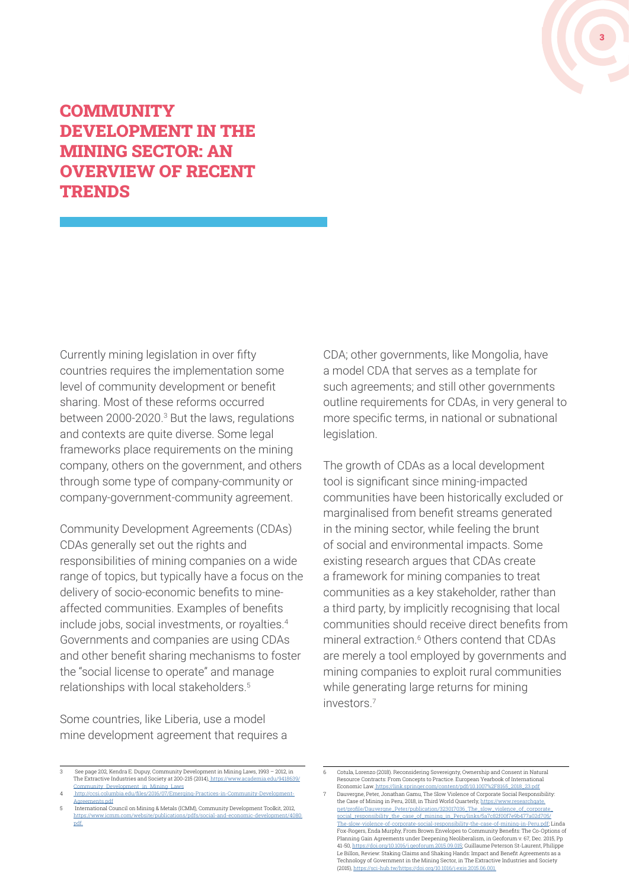# COMMUNITY DEVELOPMENT IN THE MINING SECTOR: AN OVERVIEW OF RECENT TRENDS

Currently mining legislation in over fifty countries requires the implementation some level of community development or benefit sharing. Most of these reforms occurred between 2000-2020.[3] But the laws, regulations and contexts are quite diverse. Some legal frameworks place requirements on the mining company, others on the government, and others through some type of company-community or company-government-community agreement.

Community Development Agreements (CDAs) CDAs generally set out the rights and responsibilities of mining companies on a wide range of topics, but typically have a focus on the delivery of socio-economic benefits to mine-affected communities. Examples of benefits include jobs, social investments, or royalties.[4] Governments and companies are using CDAs and other benefit sharing mechanisms to foster the "social license to operate" and manage relationships with local stakeholders.[5]

Some countries, like Liberia, use a model mine development agreement that requires a CDA; other governments, like Mongolia, have a model CDA that serves as a template for such agreements; and still other governments outline requirements for CDAs, in very general to more specific terms, in national or subnational legislation.

The growth of CDAs as a local development tool is significant since mining-impacted communities have been historically excluded or marginalised from benefit streams generated in the mining sector, while feeling the brunt of social and environmental impacts. Some existing research argues that CDAs create a framework for mining companies to treat communities as a key stakeholder, rather than a third party, by implicitly recognising that local communities should receive direct benefits from mineral extraction.[6] Others contend that CDAs are merely a tool employed by governments and mining companies to exploit rural communities while generating large returns for mining investors.[7]

---

3 See page 202, Kendra E. Dupuy, Community Development in Mining Laws, 1993 – 2012, in The Extractive Industries and Society at 200-215 (2014), https://www.academia.edu/9418639/Community_Development_in_Mining_Laws

4 http://ccsi.columbia.edu/files/2016/07/Emerging-Practices-in-Community-Development-Agreements.pdf

5 International Council on Mining & Metals (ICMM), Community Development Toolkit, 2012, https://www.icmm.com/website/publications/pdfs/social-and-economic-development/4080.pdf.

6 Cotula, Lorenzo (2018). Reconsidering Sovereignty, Ownership and Consent in Natural Resource Contracts: From Concepts to Practice. European Yearbook of International Economic Law, https://link.springer.com/content/pdf/10.1007%2F8165_2018_23.pdf

7 Dauvergne, Peter, Jonathan Gamu, The Slow Violence of Corporate Social Responsibility: the Case of Mining in Peru, 2018, in Third World Quarterly, https://www.researchgate.net/profile/Dauvergne_Peter/publication/323017036_The_slow_violence_of_corporate_social_responsibility_the_case_of_mining_in_Peru/links/5a7c82f00f7e9b477a02d705/The-slow-violence-of-corporate-social-responsibility-the-case-of-mining-in-Peru.pdf; Linda Fox-Rogers, Enda Murphy, From Brown Envelopes to Community Benefits: The Co-Options of Planning Gain Agreements under Deepening Neoliberalism, in Geoforum v. 67, Dec. 2015, Pp 41-50, https://doi.org/10.1016/j.geoforum.2015.09.015; Guillaume Peterson St-Laurent, Philippe Le Billon, Review: Staking Claims and Shaking Hands: Impact and Benefit Agreements as a Technology of Government in the Mining Sector, in The Extractive Industries and Society (2015), https://sci-hub.tw/https://doi.org/10.1016/j.exis.2015.06.001.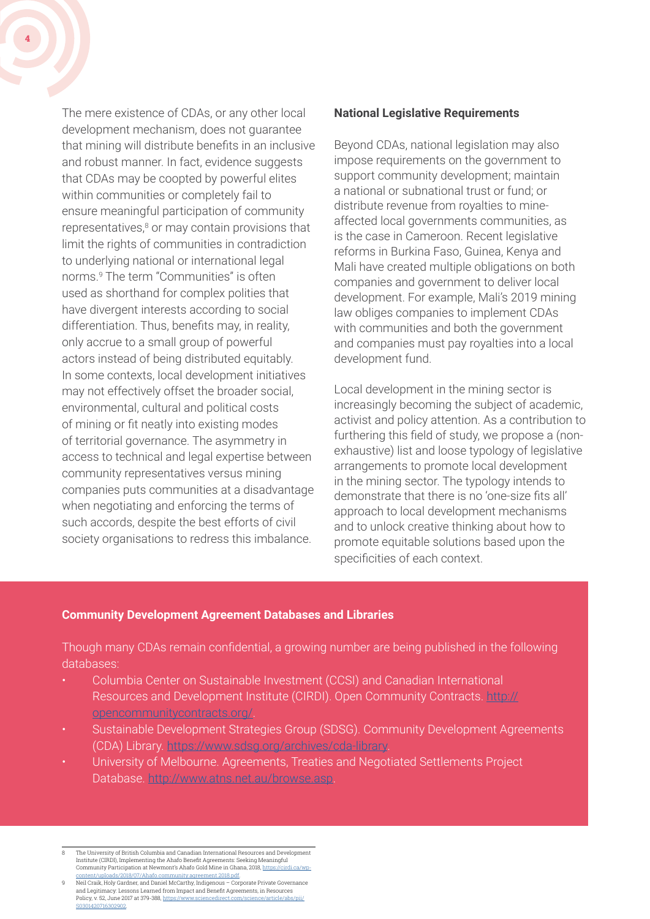The mere existence of CDAs, or any other local development mechanism, does not guarantee that mining will distribute benefits in an inclusive and robust manner. In fact, evidence suggests that CDAs may be coopted by powerful elites within communities or completely fail to ensure meaningful participation of community representatives,[8] or may contain provisions that limit the rights of communities in contradiction to underlying national or international legal norms.[9] The term "Communities" is often used as shorthand for complex polities that have divergent interests according to social differentiation. Thus, benefits may, in reality, only accrue to a small group of powerful actors instead of being distributed equitably. In some contexts, local development initiatives may not effectively offset the broader social, environmental, cultural and political costs of mining or fit neatly into existing modes of territorial governance. The asymmetry in access to technical and legal expertise between community representatives versus mining companies puts communities at a disadvantage when negotiating and enforcing the terms of such accords, despite the best efforts of civil society organisations to redress this imbalance.

### National Legislative Requirements

Beyond CDAs, national legislation may also impose requirements on the government to support community development; maintain a national or subnational trust or fund; or distribute revenue from royalties to mine-affected local governments communities, as is the case in Cameroon. Recent legislative reforms in Burkina Faso, Guinea, Kenya and Mali have created multiple obligations on both companies and government to deliver local development. For example, Mali's 2019 mining law obliges companies to implement CDAs with communities and both the government and companies must pay royalties into a local development fund.

Local development in the mining sector is increasingly becoming the subject of academic, activist and policy attention. As a contribution to furthering this field of study, we propose a (non-exhaustive) list and loose typology of legislative arrangements to promote local development in the mining sector. The typology intends to demonstrate that there is no 'one-size fits all' approach to local development mechanisms and to unlock creative thinking about how to promote equitable solutions based upon the specificities of each context.

### Community Development Agreement Databases and Libraries

Though many CDAs remain confidential, a growing number are being published in the following databases:

- Columbia Center on Sustainable Investment (CCSI) and Canadian International Resources and Development Institute (CIRDI). Open Community Contracts. http://opencommunitycontracts.org/.
- Sustainable Development Strategies Group (SDSG). Community Development Agreements (CDA) Library. https://www.sdsg.org/archives/cda-library.
- University of Melbourne. Agreements, Treaties and Negotiated Settlements Project Database. http://www.atns.net.au/browse.asp.

---

8 The University of British Columbia and Canadian International Resources and Development Institute (CIRDI), Implementing the Ahafo Benefit Agreements: Seeking Meaningful Community Participation at Newmont's Ahafo Gold Mine in Ghana, 2018, https://cirdi.ca/wp-content/uploads/2018/07/Ahafo.community.agreement.2018.pdf.

9 Neil Craik, Holy Gardner, and Daniel McCarthy, Indigenous – Corporate Private Governance and Legitimacy: Lessons Learned from Impact and Benefit Agreements, in Resources Policy, v. 52, June 2017 at 379-388, https://www.sciencedirect.com/science/article/abs/pii/S0301420716302902.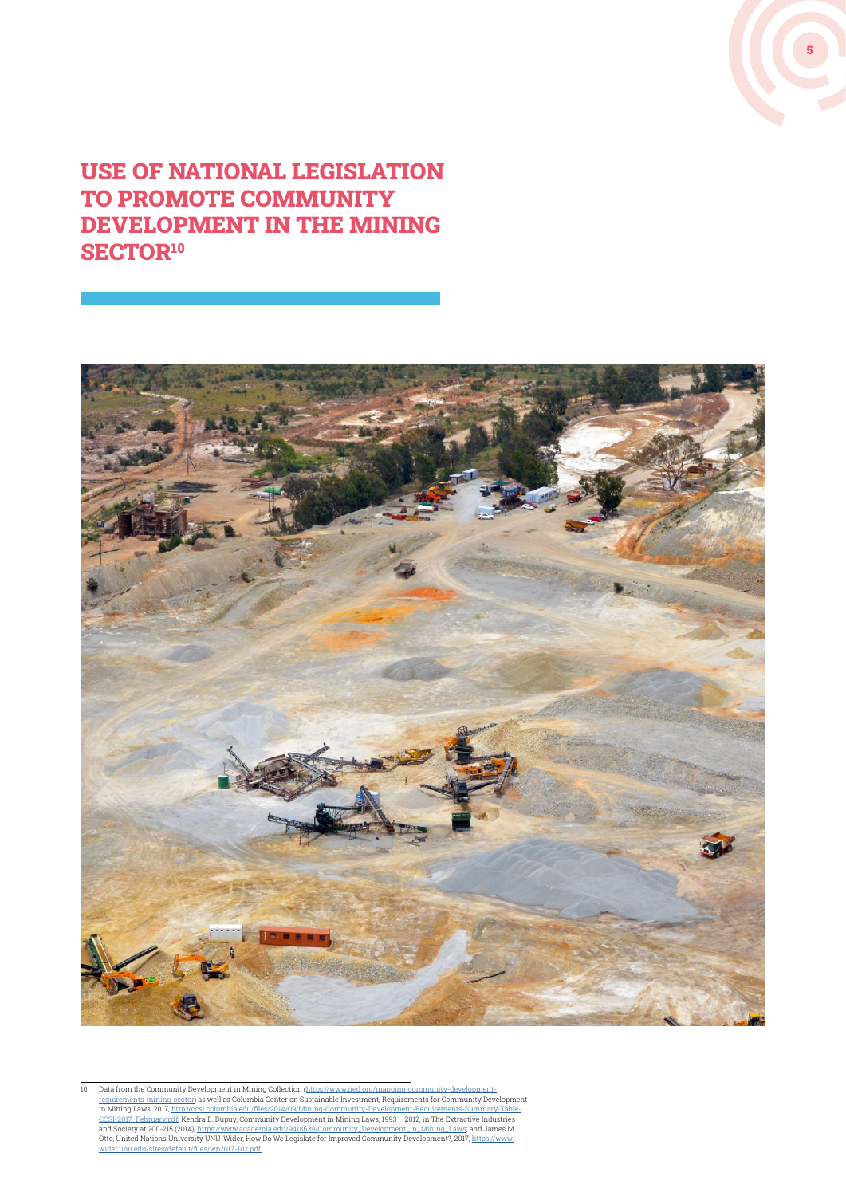# USE OF NATIONAL LEGISLATION TO PROMOTE COMMUNITY DEVELOPMENT IN THE MINING SECTOR[10]

---

10 Data from the Community Development in Mining Collection (https://www.iied.org/mapping-community-development-requirements-mining-sector) as well as Columbia Center on Sustainable Investment, Requirements for Community Development in Mining Laws, 2017, http://ccsi.columbia.edu/files/2014/09/Mining-Community-Development-Requirements-Summary-Table-CCSI-2017_February.pdf; Kendra E. Dupuy, Community Development in Mining Laws, 1993 – 2012, in The Extractive Industries and Society at 200-215 (2014), https://www.academia.edu/9418639/Community_Development_in_Mining_Laws; and James M. Otto, United Nations University UNU-Wider, How Do We Legislate for Improved Community Development?, 2017, https://www.wider.unu.edu/sites/default/files/wp2017-102.pdf.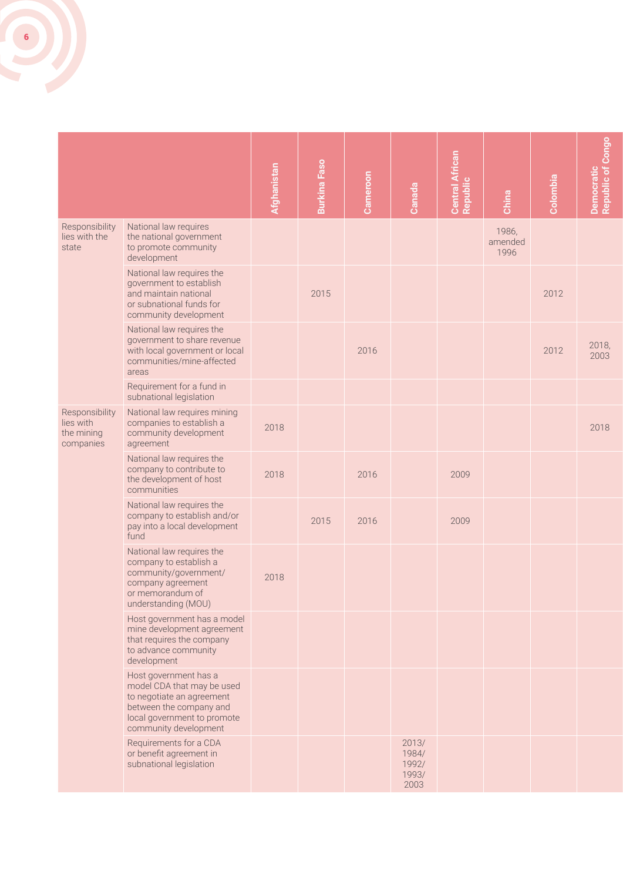| | | Afghanistan | Burkina Faso | Cameroon | Canada | Central African Republic | China | Colombia | Democratic Republic of Congo |
|---|---|---|---|---|---|---|---|---|---|
| Responsibility lies with the state | National law requires the national government to promote community development | | | | | | 1986, amended 1996 | | |
| | National law requires the government to establish and maintain national or subnational funds for community development | | 2015 | | | | | 2012 | |
| | National law requires the government to share revenue with local government or local communities/mine-affected areas | | | 2016 | | | | 2012 | 2018, 2003 |
| | Requirement for a fund in subnational legislation | | | | | | | | |
| Responsibility lies with the mining companies | National law requires mining companies to establish a community development agreement | 2018 | | | | | | | 2018 |
| | National law requires the company to contribute to the development of host communities | 2018 | | 2016 | | 2009 | | | |
| | National law requires the company to establish and/or pay into a local development fund | | 2015 | 2016 | | 2009 | | | |
| | National law requires the company to establish a community/government/ company agreement or memorandum of understanding (MOU) | 2018 | | | | | | | |
| | Host government has a model mine development agreement that requires the company to advance community development | | | | | | | | |
| | Host government has a model CDA that may be used to negotiate an agreement between the company and local government to promote community development | | | | | | | | |
| | Requirements for a CDA or benefit agreement in subnational legislation | | | | 2013/ 1984/ 1992/ 1993/ 2003 | | | | |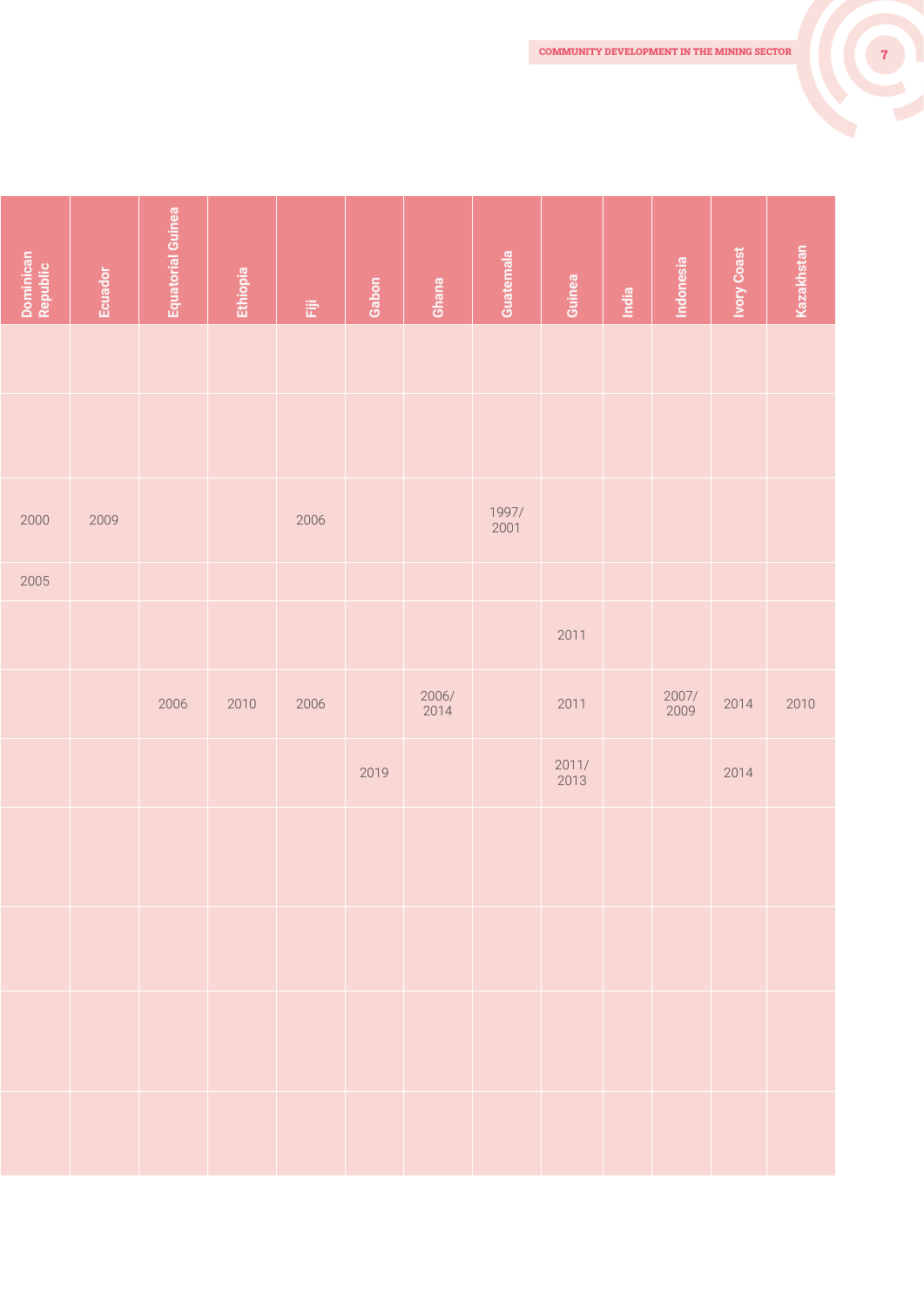| Dominican Republic | Ecuador | Equatorial Guinea | Ethiopia | Fiji | Gabon | Ghana | Guatemala | Guinea | India | Indonesia | Ivory Coast | Kazakhstan |
|---|---|---|---|---|---|---|---|---|---|---|---|---|
| | | | | | | | | | | | | |
| | | | | | | | | | | | | |
| 2000 | 2009 | | | 2006 | | | 1997/ 2001 | | | | | |
| 2005 | | | | | | | | | | | | |
| | | | | | | | | 2011 | | | | |
| | | 2006 | 2010 | 2006 | | 2006/ 2014 | | 2011 | | 2007/ 2009 | 2014 | 2010 |
| | | | | | 2019 | | | 2011/ 2013 | | | 2014 | |
| | | | | | | | | | | | | |
| | | | | | | | | | | | | |
| | | | | | | | | | | | | |
| | | | | | | | | | | | | |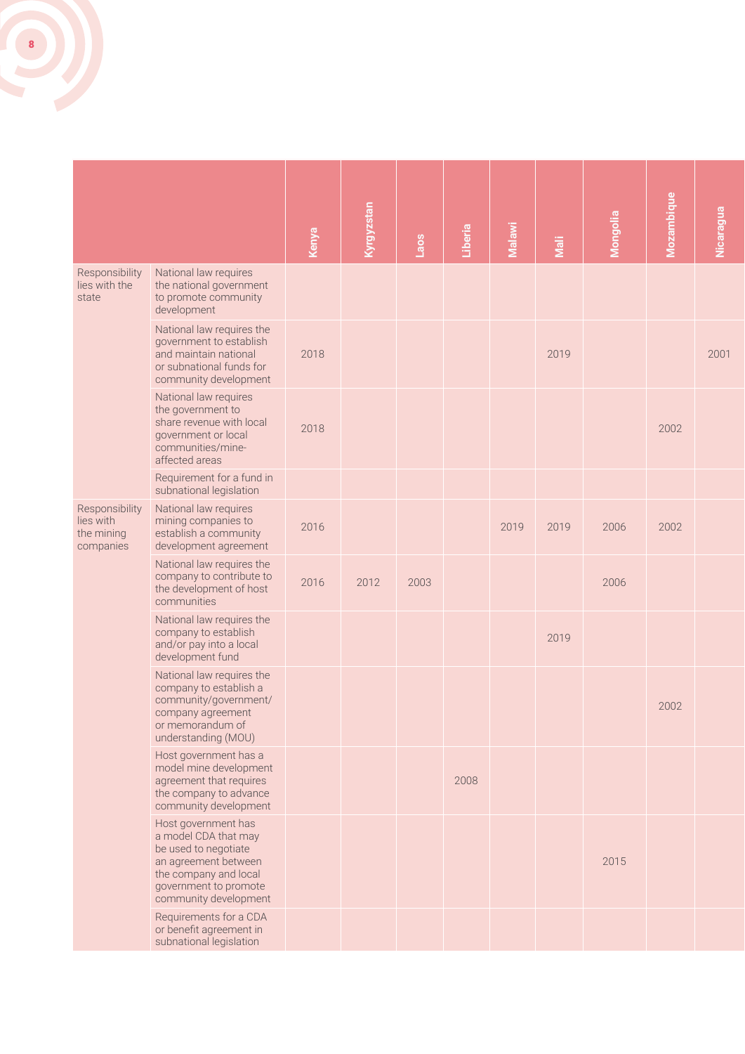| | | Kenya | Kyrgyzstan | Laos | Liberia | Malawi | Mali | Mongolia | Mozambique | Nicaragua |
|---|---|---|---|---|---|---|---|---|---|---|
| Responsibility lies with the state | National law requires the national government to promote community development | | | | | | | | | |
| | National law requires the government to establish and maintain national or subnational funds for community development | 2018 | | | | | 2019 | | | 2001 |
| | National law requires the government to share revenue with local government or local communities/mine-affected areas | 2018 | | | | | | | 2002 | |
| | Requirement for a fund in subnational legislation | | | | | | | | | |
| Responsibility lies with the mining companies | National law requires mining companies to establish a community development agreement | 2016 | | | | 2019 | 2019 | 2006 | 2002 | |
| | National law requires the company to contribute to the development of host communities | 2016 | 2012 | 2003 | | | | 2006 | | |
| | National law requires the company to establish and/or pay into a local development fund | | | | | | 2019 | | | |
| | National law requires the company to establish a community/government/company agreement or memorandum of understanding (MOU) | | | | | | | | 2002 | |
| | Host government has a model mine development agreement that requires the company to advance community development | | | | 2008 | | | | | |
| | Host government has a model CDA that may be used to negotiate an agreement between the company and local government to promote community development | | | | | | | 2015 | | |
| | Requirements for a CDA or benefit agreement in subnational legislation | | | | | | | | | |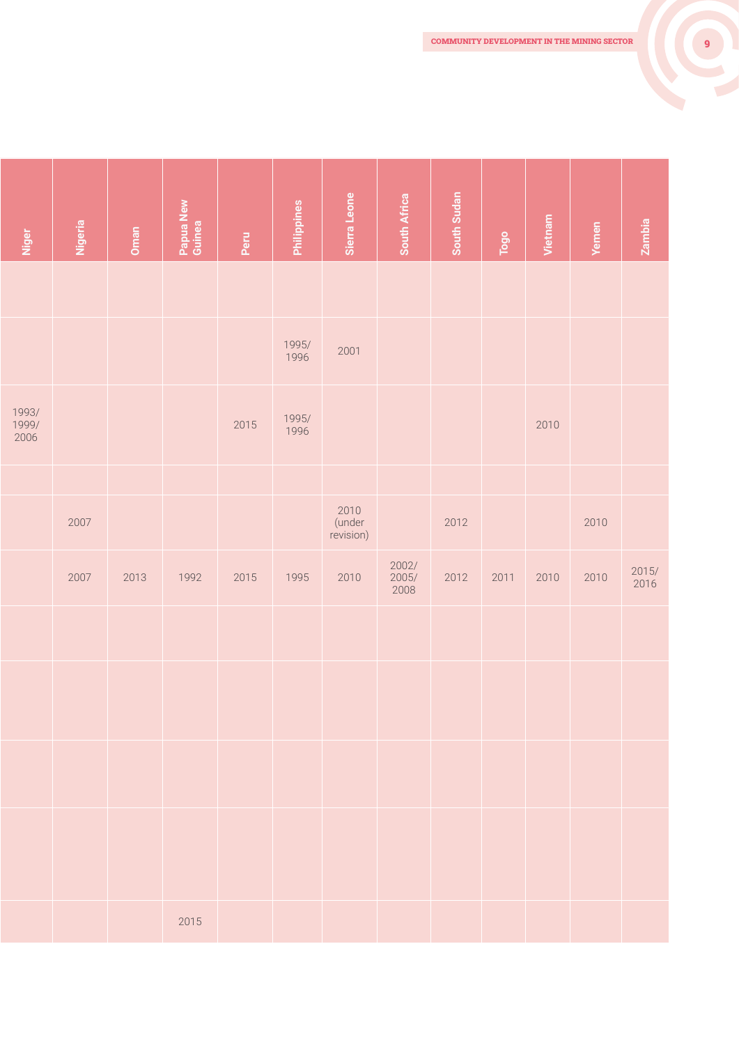| Niger | Nigeria | Oman | Papua New Guinea | Peru | Philippines | Sierra Leone | South Africa | South Sudan | Togo | Vietnam | Yemen | Zambia |
|---|---|---|---|---|---|---|---|---|---|---|---|---|
| | | | | | | | | | | | | |
| | | | | | 1995/ 1996 | 2001 | | | | | | |
| 1993/ 1999/ 2006 | | | | 2015 | 1995/ 1996 | | | | | 2010 | | |
| | | | | | | | | | | | | |
| | 2007 | | | | | 2010 (under revision) | | 2012 | | | 2010 | |
| | 2007 | 2013 | 1992 | 2015 | 1995 | 2010 | 2002/ 2005/ 2008 | 2012 | 2011 | 2010 | 2010 | 2015/ 2016 |
| | | | | | | | | | | | | |
| | | | | | | | | | | | | |
| | | | | | | | | | | | | |
| | | | | | | | | | | | | |
| | | | 2015 | | | | | | | | | |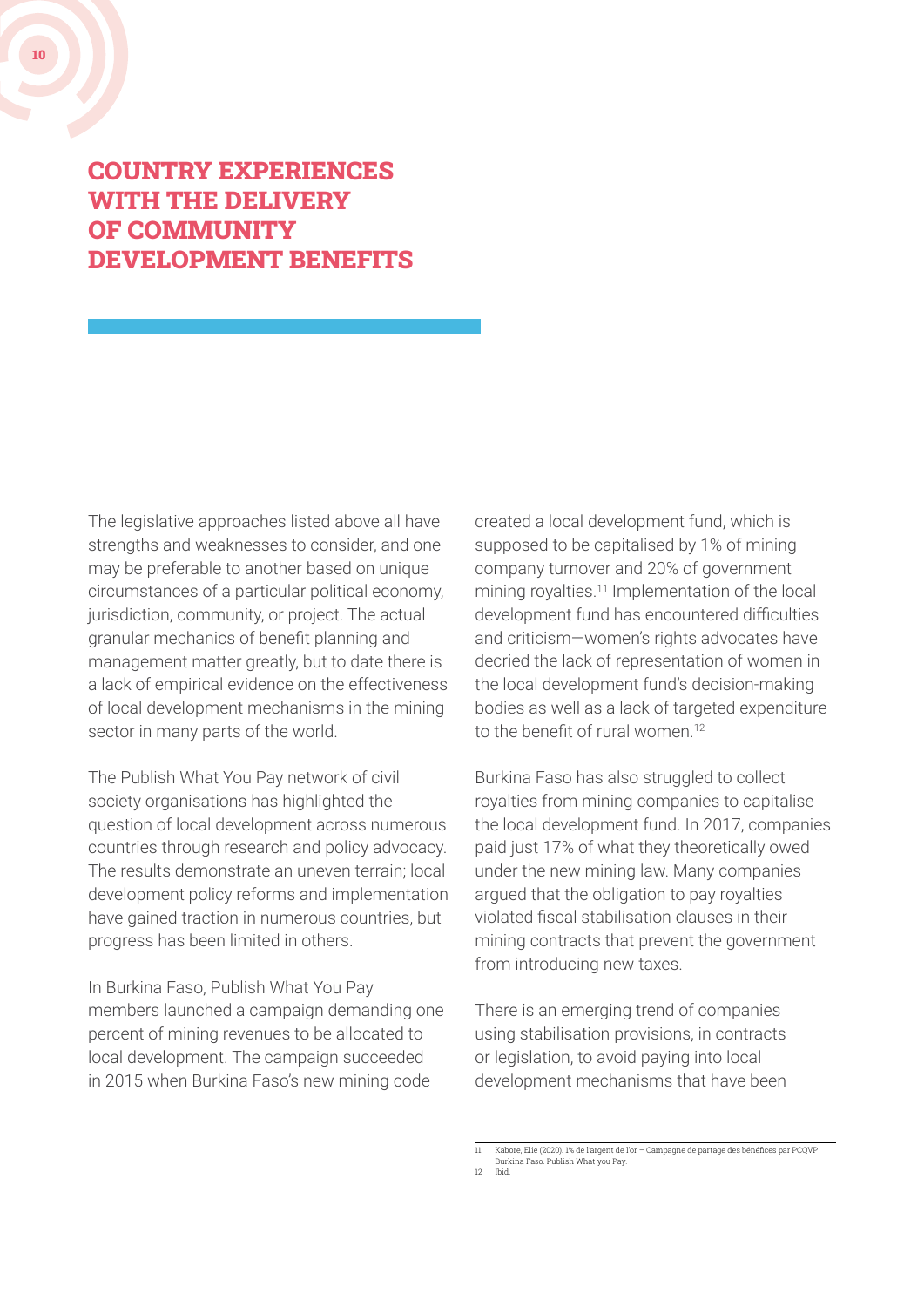# COUNTRY EXPERIENCES WITH THE DELIVERY OF COMMUNITY DEVELOPMENT BENEFITS

The legislative approaches listed above all have strengths and weaknesses to consider, and one may be preferable to another based on unique circumstances of a particular political economy, jurisdiction, community, or project. The actual granular mechanics of benefit planning and management matter greatly, but to date there is a lack of empirical evidence on the effectiveness of local development mechanisms in the mining sector in many parts of the world.

The Publish What You Pay network of civil society organisations has highlighted the question of local development across numerous countries through research and policy advocacy. The results demonstrate an uneven terrain; local development policy reforms and implementation have gained traction in numerous countries, but progress has been limited in others.

In Burkina Faso, Publish What You Pay members launched a campaign demanding one percent of mining revenues to be allocated to local development. The campaign succeeded in 2015 when Burkina Faso's new mining code created a local development fund, which is supposed to be capitalised by 1% of mining company turnover and 20% of government mining royalties.[11] Implementation of the local development fund has encountered difficulties and criticism—women's rights advocates have decried the lack of representation of women in the local development fund's decision-making bodies as well as a lack of targeted expenditure to the benefit of rural women.[12]

Burkina Faso has also struggled to collect royalties from mining companies to capitalise the local development fund. In 2017, companies paid just 17% of what they theoretically owed under the new mining law. Many companies argued that the obligation to pay royalties violated fiscal stabilisation clauses in their mining contracts that prevent the government from introducing new taxes.

There is an emerging trend of companies using stabilisation provisions, in contracts or legislation, to avoid paying into local development mechanisms that have been

---

11 Kabore, Elie (2020). 1% de l'argent de l'or – Campagne de partage des bénéfices par PCQVP Burkina Faso. Publish What you Pay.

12 Ibid.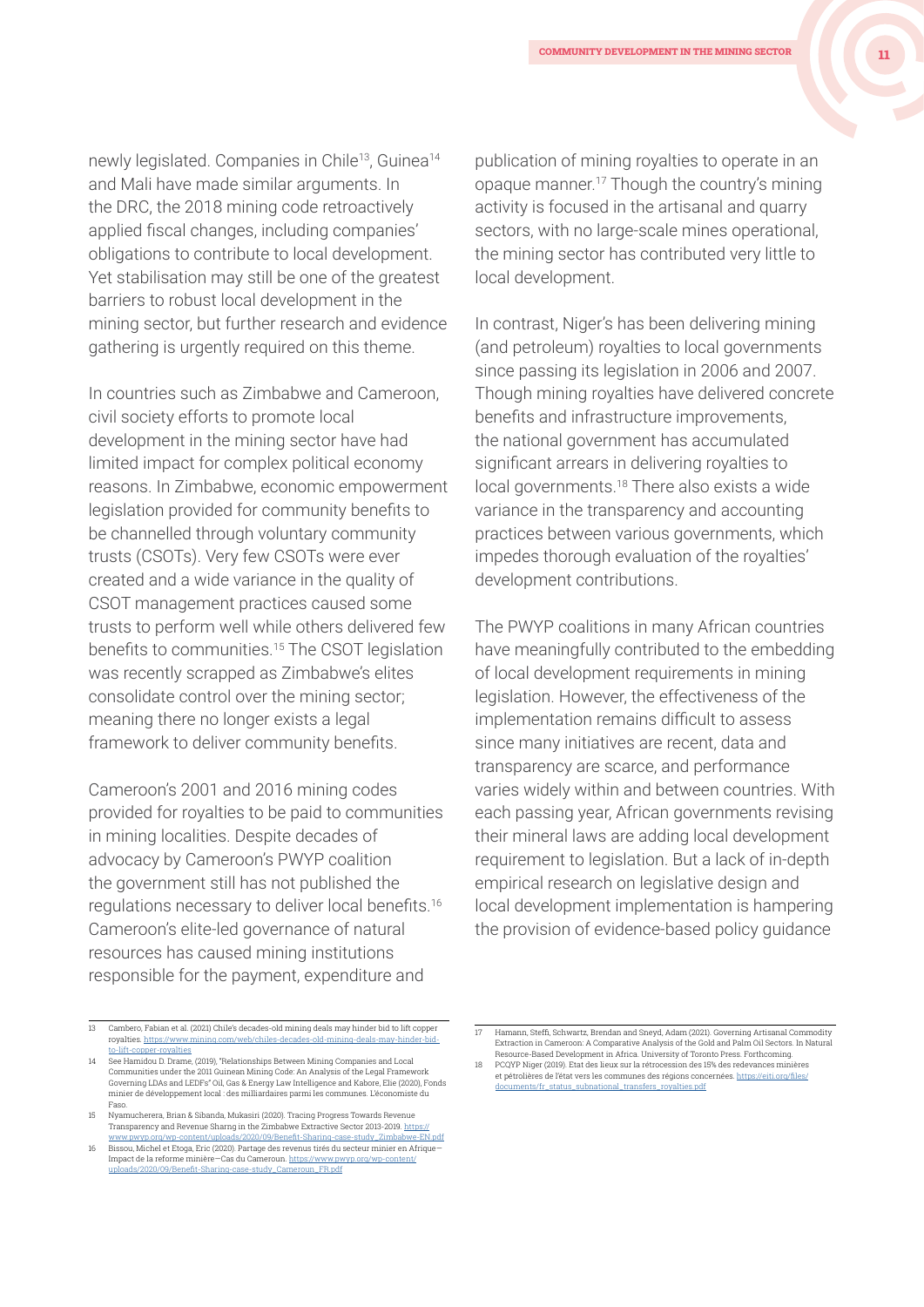newly legislated. Companies in Chile[13], Guinea[14] and Mali have made similar arguments. In the DRC, the 2018 mining code retroactively applied fiscal changes, including companies' obligations to contribute to local development. Yet stabilisation may still be one of the greatest barriers to robust local development in the mining sector, but further research and evidence gathering is urgently required on this theme.

In countries such as Zimbabwe and Cameroon, civil society efforts to promote local development in the mining sector have had limited impact for complex political economy reasons. In Zimbabwe, economic empowerment legislation provided for community benefits to be channelled through voluntary community trusts (CSOTs). Very few CSOTs were ever created and a wide variance in the quality of CSOT management practices caused some trusts to perform well while others delivered few benefits to communities.[15] The CSOT legislation was recently scrapped as Zimbabwe's elites consolidate control over the mining sector; meaning there no longer exists a legal framework to deliver community benefits.

Cameroon's 2001 and 2016 mining codes provided for royalties to be paid to communities in mining localities. Despite decades of advocacy by Cameroon's PWYP coalition the government still has not published the regulations necessary to deliver local benefits.[16] Cameroon's elite-led governance of natural resources has caused mining institutions responsible for the payment, expenditure and publication of mining royalties to operate in an opaque manner.[17] Though the country's mining activity is focused in the artisanal and quarry sectors, with no large-scale mines operational, the mining sector has contributed very little to local development.

In contrast, Niger's has been delivering mining (and petroleum) royalties to local governments since passing its legislation in 2006 and 2007. Though mining royalties have delivered concrete benefits and infrastructure improvements, the national government has accumulated significant arrears in delivering royalties to local governments.[18] There also exists a wide variance in the transparency and accounting practices between various governments, which impedes thorough evaluation of the royalties' development contributions.

The PWYP coalitions in many African countries have meaningfully contributed to the embedding of local development requirements in mining legislation. However, the effectiveness of the implementation remains difficult to assess since many initiatives are recent, data and transparency are scarce, and performance varies widely within and between countries. With each passing year, African governments revising their mineral laws are adding local development requirement to legislation. But a lack of in-depth empirical research on legislative design and local development implementation is hampering the provision of evidence-based policy guidance

---

13 Cambero, Fabian et al. (2021) Chile's decades-old mining deals may hinder bid to lift copper royalties. https://www.mining.com/web/chiles-decades-old-mining-deals-may-hinder-bid-to-lift-copper-royalties

14 See Hamidou D. Drame, (2019), "Relationships Between Mining Companies and Local Communities under the 2011 Guinean Mining Code: An Analysis of the Legal Framework Governing LDAs and LEDFs" Oil, Gas & Energy Law Intelligence and Kabore, Elie (2020), Fonds minier de développement local : des milliardaires parmi les communes. L'économiste du Faso.

15 Nyamucherera, Brian & Sibanda, Mukasiri (2020). Tracing Progress Towards Revenue Transparency and Revenue Sharng in the Zimbabwe Extractive Sector 2013-2019. https://www.pwyp.org/wp-content/uploads/2020/09/Benefit-Sharing-case-study_Zimbabwe-EN.pdf

16 Bissou, Michel et Etoga, Eric (2020). Partage des revenus tirés du secteur minier en Afrique—Impact de la reforme minière—Cas du Cameroun. https://www.pwyp.org/wp-content/uploads/2020/09/Benefit-Sharing-case-study_Cameroun_FR.pdf

17 Hamann, Steffi, Schwartz, Brendan and Sneyd, Adam (2021). Governing Artisanal Commodity Extraction in Cameroon: A Comparative Analysis of the Gold and Palm Oil Sectors. In Natural Resource-Based Development in Africa. University of Toronto Press. Forthcoming.

18 PCQYP Niger (2019). Etat des lieux sur la rétrocession des 15% des redevances minières et pétrolières de l'état vers les communes des régions concernées. https://eiti.org/files/documents/fr_status_subnational_transfers_royalties.pdf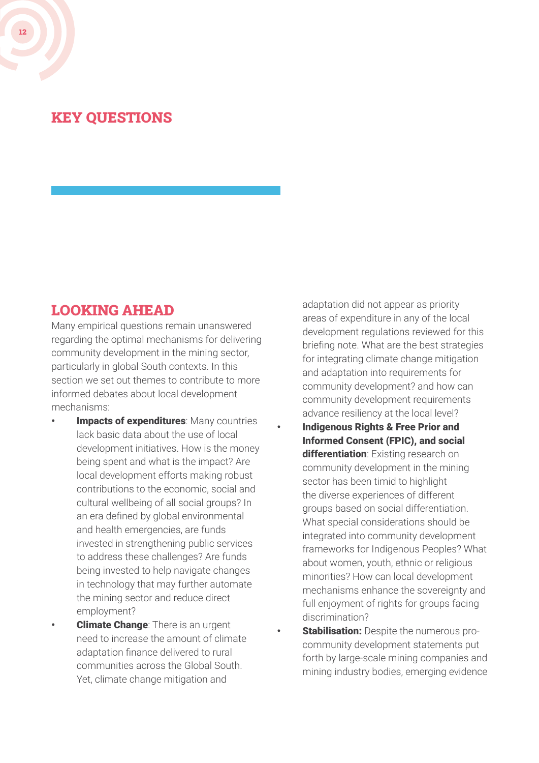## KEY QUESTIONS

## LOOKING AHEAD

Many empirical questions remain unanswered regarding the optimal mechanisms for delivering community development in the mining sector, particularly in global South contexts. In this section we set out themes to contribute to more informed debates about local development mechanisms:

- **Impacts of expenditures**: Many countries lack basic data about the use of local development initiatives. How is the money being spent and what is the impact? Are local development efforts making robust contributions to the economic, social and cultural wellbeing of all social groups? In an era defined by global environmental and health emergencies, are funds invested in strengthening public services to address these challenges? Are funds being invested to help navigate changes in technology that may further automate the mining sector and reduce direct employment?
- **Climate Change**: There is an urgent need to increase the amount of climate adaptation finance delivered to rural communities across the Global South. Yet, climate change mitigation and adaptation did not appear as priority areas of expenditure in any of the local development regulations reviewed for this briefing note. What are the best strategies for integrating climate change mitigation and adaptation into requirements for community development? and how can community development requirements advance resiliency at the local level?
- **Indigenous Rights & Free Prior and Informed Consent (FPIC), and social differentiation**: Existing research on community development in the mining sector has been timid to highlight the diverse experiences of different groups based on social differentiation. What special considerations should be integrated into community development frameworks for Indigenous Peoples? What about women, youth, ethnic or religious minorities? How can local development mechanisms enhance the sovereignty and full enjoyment of rights for groups facing discrimination?
- **Stabilisation:** Despite the numerous pro-community development statements put forth by large-scale mining companies and mining industry bodies, emerging evidence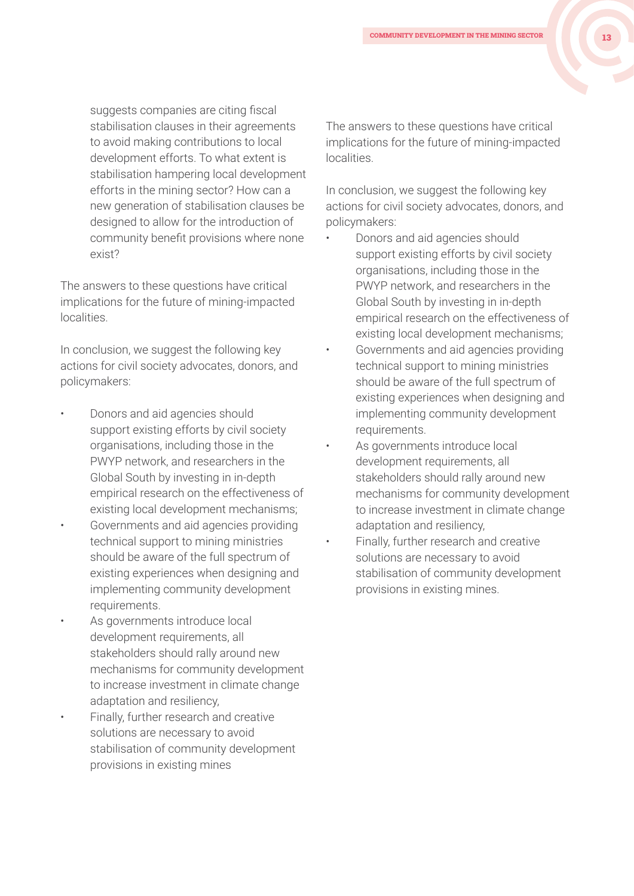suggests companies are citing fiscal stabilisation clauses in their agreements to avoid making contributions to local development efforts. To what extent is stabilisation hampering local development efforts in the mining sector? How can a new generation of stabilisation clauses be designed to allow for the introduction of community benefit provisions where none exist?

The answers to these questions have critical implications for the future of mining-impacted localities.

In conclusion, we suggest the following key actions for civil society advocates, donors, and policymakers:

- Donors and aid agencies should support existing efforts by civil society organisations, including those in the PWYP network, and researchers in the Global South by investing in in-depth empirical research on the effectiveness of existing local development mechanisms;
- Governments and aid agencies providing technical support to mining ministries should be aware of the full spectrum of existing experiences when designing and implementing community development requirements.
- As governments introduce local development requirements, all stakeholders should rally around new mechanisms for community development to increase investment in climate change adaptation and resiliency,
- Finally, further research and creative solutions are necessary to avoid stabilisation of community development provisions in existing mines

The answers to these questions have critical implications for the future of mining-impacted localities.

In conclusion, we suggest the following key actions for civil society advocates, donors, and policymakers:

- Donors and aid agencies should support existing efforts by civil society organisations, including those in the PWYP network, and researchers in the Global South by investing in in-depth empirical research on the effectiveness of existing local development mechanisms;
- Governments and aid agencies providing technical support to mining ministries should be aware of the full spectrum of existing experiences when designing and implementing community development requirements.
- As governments introduce local development requirements, all stakeholders should rally around new mechanisms for community development to increase investment in climate change adaptation and resiliency,
- Finally, further research and creative solutions are necessary to avoid stabilisation of community development provisions in existing mines.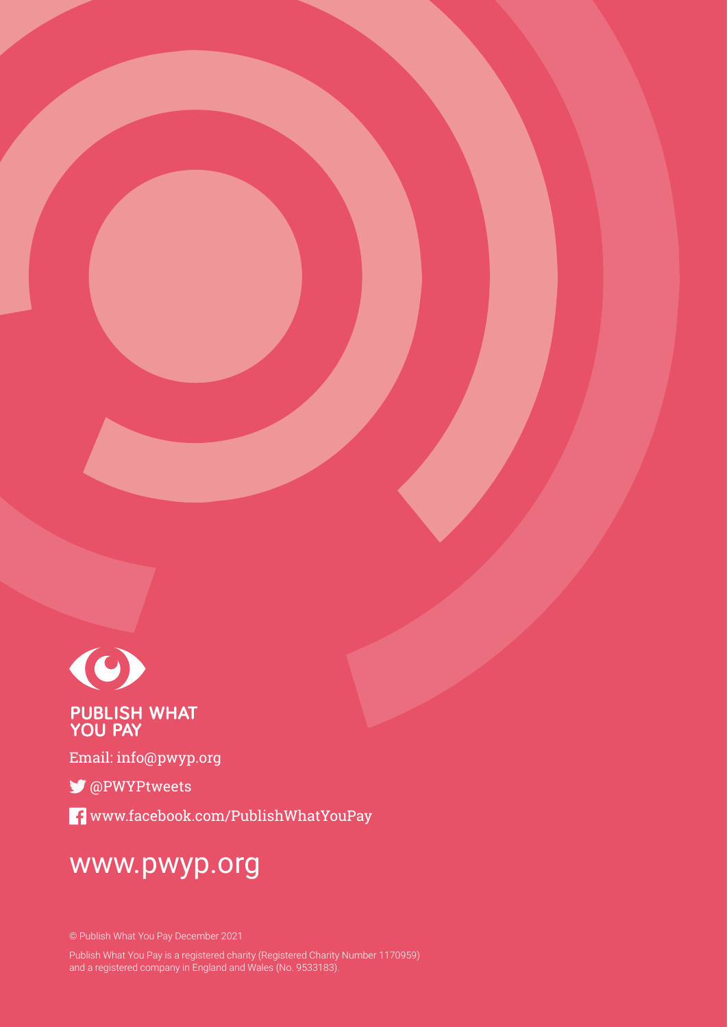PUBLISH WHAT YOU PAY

Email: info@pwyp.org

@PWYPtweets

www.facebook.com/PublishWhatYouPay

www.pwyp.org

© Publish What You Pay December 2021

Publish What You Pay is a registered charity (Registered Charity Number 1170959) and a registered company in England and Wales (No. 9533183).